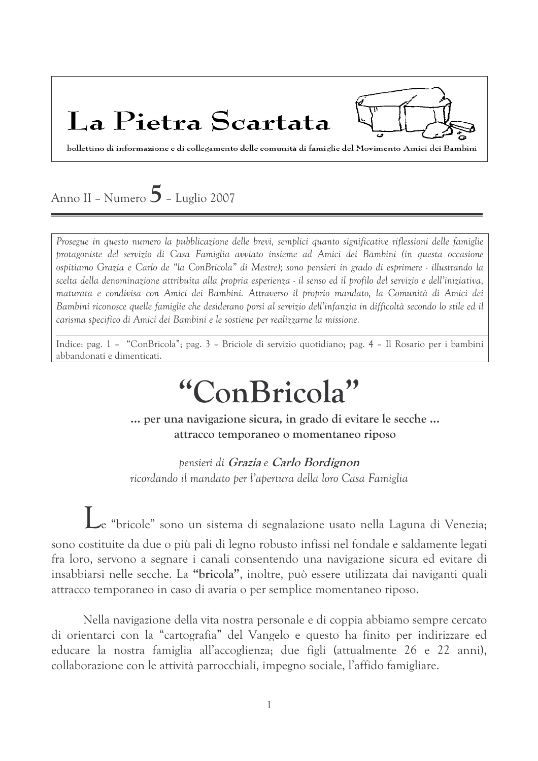# La Pietra Scartata

bollettino di informazione e di collegamento delle comunità di famiglie del Movimento Amici dei Bambini

Anno II – Numero 5 – Luglio 2007

*Prosegue in questo numero la pubblicazione delle brevi, semplici quanto significative riflessioni delle famiglie protagoniste del servizio di Casa Famiglia avviato insieme ad Amici dei Bambini (in questa occasione ospitiamo Grazia e Carlo de "la ConBricola" di Mestre); sono pensieri in grado di esprimere - illustrando la scelta della denominazione attribuita alla propria esperienza - il senso ed il profilo del servizio e dell'iniziativa, maturata e condivisa con Amici dei Bambini. Attraverso il proprio mandato, la Comunità di Amici dei Bambini riconosce quelle famiglie che desiderano porsi al servizio dell'infanzia in difficoltà secondo lo stile ed il carisma specifico di Amici dei Bambini e le sostiene per realizzarne la missione.*

Indice: pag. 1 – "ConBricola"; pag. 3 – Briciole di servizio quotidiano; pag. 4 – Il Rosario per i bambini abbandonati e dimenticati.

# "ConBricola"

**... per una navigazione sicura, in grado di evitare le secche ...**
**attracco temporaneo o momentaneo riposo**

*pensieri di* ***Grazia*** *e* ***Carlo Bordignon***
*ricordando il mandato per l'apertura della loro Casa Famiglia*

Le "bricole" sono un sistema di segnalazione usato nella Laguna di Venezia; sono costituite da due o più pali di legno robusto infissi nel fondale e saldamente legati fra loro, servono a segnare i canali consentendo una navigazione sicura ed evitare di insabbiarsi nelle secche. La **"bricola"**, inoltre, può essere utilizzata dai naviganti quali attracco temporaneo in caso di avaria o per semplice momentaneo riposo.

Nella navigazione della vita nostra personale e di coppia abbiamo sempre cercato di orientarci con la "cartografia" del Vangelo e questo ha finito per indirizzare ed educare la nostra famiglia all'accoglienza; due figli (attualmente 26 e 22 anni), collaborazione con le attività parrocchiali, impegno sociale, l'affido famigliare.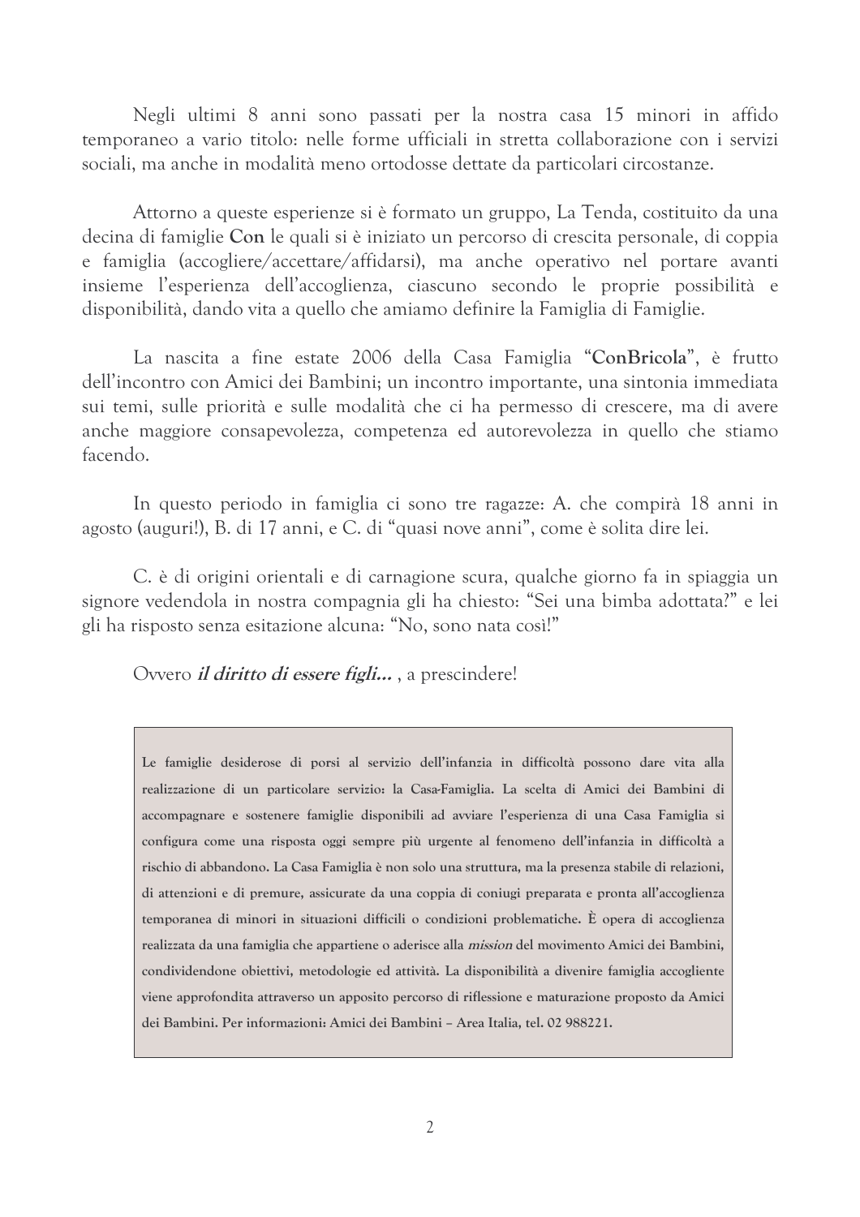Negli ultimi 8 anni sono passati per la nostra casa 15 minori in affido temporaneo a vario titolo: nelle forme ufficiali in stretta collaborazione con i servizi sociali, ma anche in modalità meno ortodosse dettate da particolari circostanze.

Attorno a queste esperienze si è formato un gruppo, La Tenda, costituito da una decina di famiglie **Con** le quali si è iniziato un percorso di crescita personale, di coppia e famiglia (accogliere/accettare/affidarsi), ma anche operativo nel portare avanti insieme l'esperienza dell'accoglienza, ciascuno secondo le proprie possibilità e disponibilità, dando vita a quello che amiamo definire la Famiglia di Famiglie.

La nascita a fine estate 2006 della Casa Famiglia "**ConBricola**", è frutto dell'incontro con Amici dei Bambini; un incontro importante, una sintonia immediata sui temi, sulle priorità e sulle modalità che ci ha permesso di crescere, ma di avere anche maggiore consapevolezza, competenza ed autorevolezza in quello che stiamo facendo.

In questo periodo in famiglia ci sono tre ragazze: A. che compirà 18 anni in agosto (auguri!), B. di 17 anni, e C. di "quasi nove anni", come è solita dire lei.

C. è di origini orientali e di carnagione scura, qualche giorno fa in spiaggia un signore vedendola in nostra compagnia gli ha chiesto: "Sei una bimba adottata?" e lei gli ha risposto senza esitazione alcuna: "No, sono nata così!"

Ovvero ***il diritto di essere figli…*** , a prescindere!

> **Le famiglie desiderose di porsi al servizio dell'infanzia in difficoltà possono dare vita alla realizzazione di un particolare servizio: la Casa-Famiglia. La scelta di Amici dei Bambini di accompagnare e sostenere famiglie disponibili ad avviare l'esperienza di una Casa Famiglia si configura come una risposta oggi sempre più urgente al fenomeno dell'infanzia in difficoltà a rischio di abbandono. La Casa Famiglia è non solo una struttura, ma la presenza stabile di relazioni, di attenzioni e di premure, assicurate da una coppia di coniugi preparata e pronta all'accoglienza temporanea di minori in situazioni difficili o condizioni problematiche. È opera di accoglienza realizzata da una famiglia che appartiene o aderisce alla *mission* del movimento Amici dei Bambini, condividendone obiettivi, metodologie ed attività. La disponibilità a divenire famiglia accogliente viene approfondita attraverso un apposito percorso di riflessione e maturazione proposto da Amici dei Bambini. Per informazioni: Amici dei Bambini – Area Italia, tel. 02 988221.**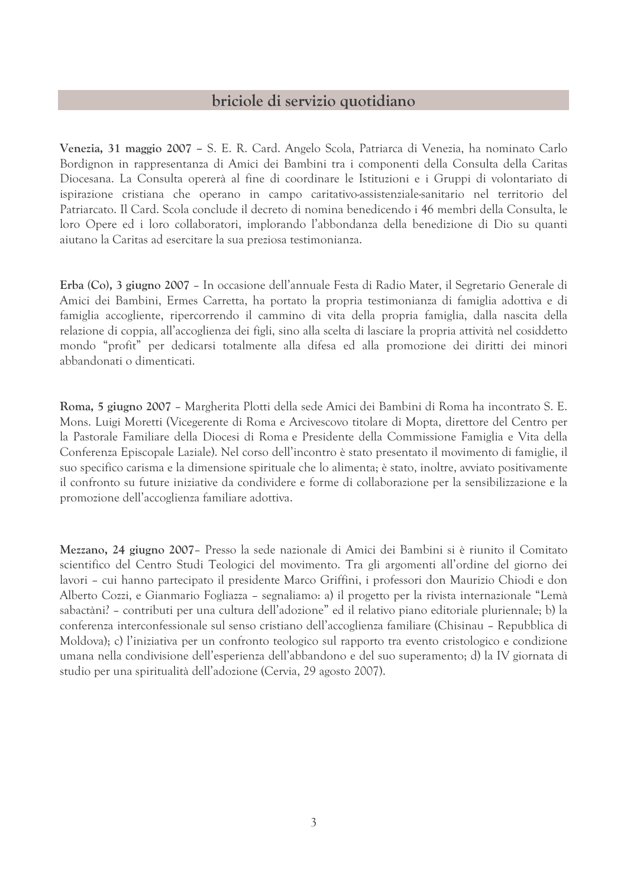## briciole di servizio quotidiano

**Venezia, 31 maggio 2007** – S. E. R. Card. Angelo Scola, Patriarca di Venezia, ha nominato Carlo Bordignon in rappresentanza di Amici dei Bambini tra i componenti della Consulta della Caritas Diocesana. La Consulta opererà al fine di coordinare le Istituzioni e i Gruppi di volontariato di ispirazione cristiana che operano in campo caritativo-assistenziale-sanitario nel territorio del Patriarcato. Il Card. Scola conclude il decreto di nomina benedicendo i 46 membri della Consulta, le loro Opere ed i loro collaboratori, implorando l'abbondanza della benedizione di Dio su quanti aiutano la Caritas ad esercitare la sua preziosa testimonianza.

**Erba (Co), 3 giugno 2007** – In occasione dell'annuale Festa di Radio Mater, il Segretario Generale di Amici dei Bambini, Ermes Carretta, ha portato la propria testimonianza di famiglia adottiva e di famiglia accogliente, ripercorrendo il cammino di vita della propria famiglia, dalla nascita della relazione di coppia, all'accoglienza dei figli, sino alla scelta di lasciare la propria attività nel cosiddetto mondo "profit" per dedicarsi totalmente alla difesa ed alla promozione dei diritti dei minori abbandonati o dimenticati.

**Roma, 5 giugno 2007** – Margherita Plotti della sede Amici dei Bambini di Roma ha incontrato S. E. Mons. Luigi Moretti (Vicegerente di Roma e Arcivescovo titolare di Mopta, direttore del Centro per la Pastorale Familiare della Diocesi di Roma e Presidente della Commissione Famiglia e Vita della Conferenza Episcopale Laziale). Nel corso dell'incontro è stato presentato il movimento di famiglie, il suo specifico carisma e la dimensione spirituale che lo alimenta; è stato, inoltre, avviato positivamente il confronto su future iniziative da condividere e forme di collaborazione per la sensibilizzazione e la promozione dell'accoglienza familiare adottiva.

**Mezzano, 24 giugno 2007**– Presso la sede nazionale di Amici dei Bambini si è riunito il Comitato scientifico del Centro Studi Teologici del movimento. Tra gli argomenti all'ordine del giorno dei lavori – cui hanno partecipato il presidente Marco Griffini, i professori don Maurizio Chiodi e don Alberto Cozzi, e Gianmario Fogliazza – segnaliamo: a) il progetto per la rivista internazionale "Lemà sabactàni? – contributi per una cultura dell'adozione" ed il relativo piano editoriale pluriennale; b) la conferenza interconfessionale sul senso cristiano dell'accoglienza familiare (Chisinau – Repubblica di Moldova); c) l'iniziativa per un confronto teologico sul rapporto tra evento cristologico e condizione umana nella condivisione dell'esperienza dell'abbandono e del suo superamento; d) la IV giornata di studio per una spiritualità dell'adozione (Cervia, 29 agosto 2007).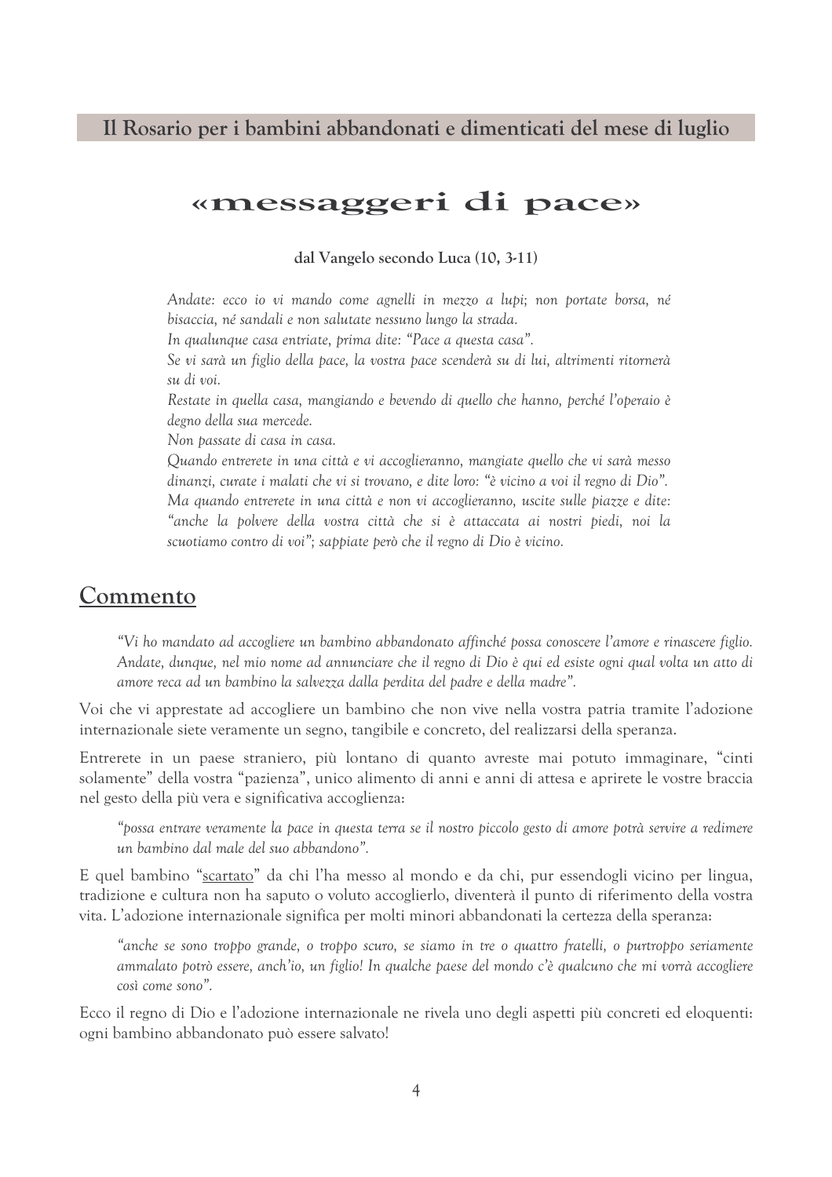**Il Rosario per i bambini abbandonati e dimenticati del mese di luglio**

# «messaggeri di pace»

**dal Vangelo secondo Luca (10, 3-11)**

*Andate: ecco io vi mando come agnelli in mezzo a lupi; non portate borsa, né bisaccia, né sandali e non salutate nessuno lungo la strada.*
*In qualunque casa entriate, prima dite: "Pace a questa casa".*
*Se vi sarà un figlio della pace, la vostra pace scenderà su di lui, altrimenti ritornerà su di voi.*
*Restate in quella casa, mangiando e bevendo di quello che hanno, perché l'operaio è degno della sua mercede.*
*Non passate di casa in casa.*
*Quando entrerete in una città e vi accoglieranno, mangiate quello che vi sarà messo dinanzi, curate i malati che vi si trovano, e dite loro: "è vicino a voi il regno di Dio".*
*Ma quando entrerete in una città e non vi accoglieranno, uscite sulle piazze e dite: "anche la polvere della vostra città che si è attaccata ai nostri piedi, noi la scuotiamo contro di voi"; sappiate però che il regno di Dio è vicino.*

## Commento

> *"Vi ho mandato ad accogliere un bambino abbandonato affinché possa conoscere l'amore e rinascere figlio. Andate, dunque, nel mio nome ad annunciare che il regno di Dio è qui ed esiste ogni qual volta un atto di amore reca ad un bambino la salvezza dalla perdita del padre e della madre".*

Voi che vi apprestate ad accogliere un bambino che non vive nella vostra patria tramite l'adozione internazionale siete veramente un segno, tangibile e concreto, del realizzarsi della speranza.

Entrerete in un paese straniero, più lontano di quanto avreste mai potuto immaginare, "cinti solamente" della vostra "pazienza", unico alimento di anni e anni di attesa e aprirete le vostre braccia nel gesto della più vera e significativa accoglienza:

> *"possa entrare veramente la pace in questa terra se il nostro piccolo gesto di amore potrà servire a redimere un bambino dal male del suo abbandono".*

E quel bambino "scartato" da chi l'ha messo al mondo e da chi, pur essendogli vicino per lingua, tradizione e cultura non ha saputo o voluto accoglierlo, diventerà il punto di riferimento della vostra vita. L'adozione internazionale significa per molti minori abbandonati la certezza della speranza:

> *"anche se sono troppo grande, o troppo scuro, se siamo in tre o quattro fratelli, o purtroppo seriamente ammalato potrò essere, anch'io, un figlio! In qualche paese del mondo c'è qualcuno che mi vorrà accogliere così come sono".*

Ecco il regno di Dio e l'adozione internazionale ne rivela uno degli aspetti più concreti ed eloquenti: ogni bambino abbandonato può essere salvato!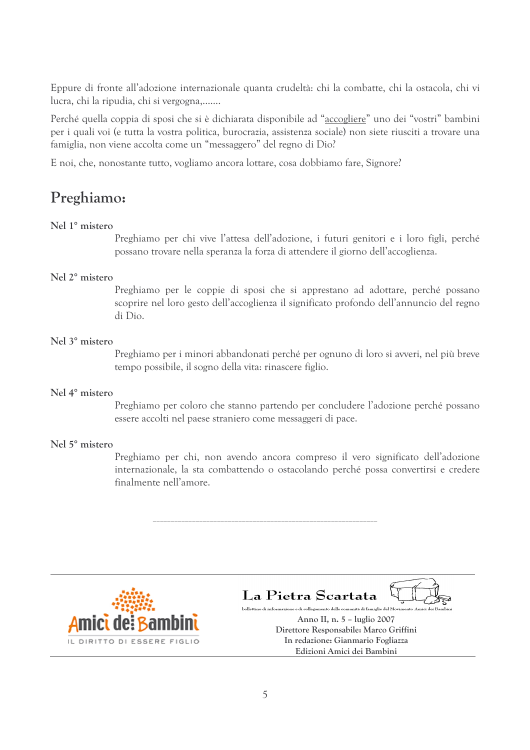Eppure di fronte all'adozione internazionale quanta crudeltà: chi la combatte, chi la ostacola, chi vi lucra, chi la ripudia, chi si vergogna,.......

Perché quella coppia di sposi che si è dichiarata disponibile ad "accogliere" uno dei "vostri" bambini per i quali voi (e tutta la vostra politica, burocrazia, assistenza sociale) non siete riusciti a trovare una famiglia, non viene accolta come un "messaggero" del regno di Dio?

E noi, che, nonostante tutto, vogliamo ancora lottare, cosa dobbiamo fare, Signore?

## Preghiamo:

**Nel 1° mistero**

Preghiamo per chi vive l'attesa dell'adozione, i futuri genitori e i loro figli, perché possano trovare nella speranza la forza di attendere il giorno dell'accoglienza.

**Nel 2° mistero**

Preghiamo per le coppie di sposi che si apprestano ad adottare, perché possano scoprire nel loro gesto dell'accoglienza il significato profondo dell'annuncio del regno di Dio.

**Nel 3° mistero**

Preghiamo per i minori abbandonati perché per ognuno di loro si avveri, nel più breve tempo possibile, il sogno della vita: rinascere figlio.

**Nel 4° mistero**

Preghiamo per coloro che stanno partendo per concludere l'adozione perché possano essere accolti nel paese straniero come messaggeri di pace.

**Nel 5° mistero**

Preghiamo per chi, non avendo ancora compreso il vero significato dell'adozione internazionale, la sta combattendo o ostacolando perché possa convertirsi e credere finalmente nell'amore.

---

Amici dei Bambini
IL DIRITTO DI ESSERE FIGLIO

**La Pietra Scartata**

bollettino di informazione e di collegamento delle comunità di famiglie del Movimento Amici dei Bambini

Anno II, n. 5 – luglio 2007
Direttore Responsabile: Marco Griffini
In redazione: Gianmario Fogliazza
Edizioni Amici dei Bambini